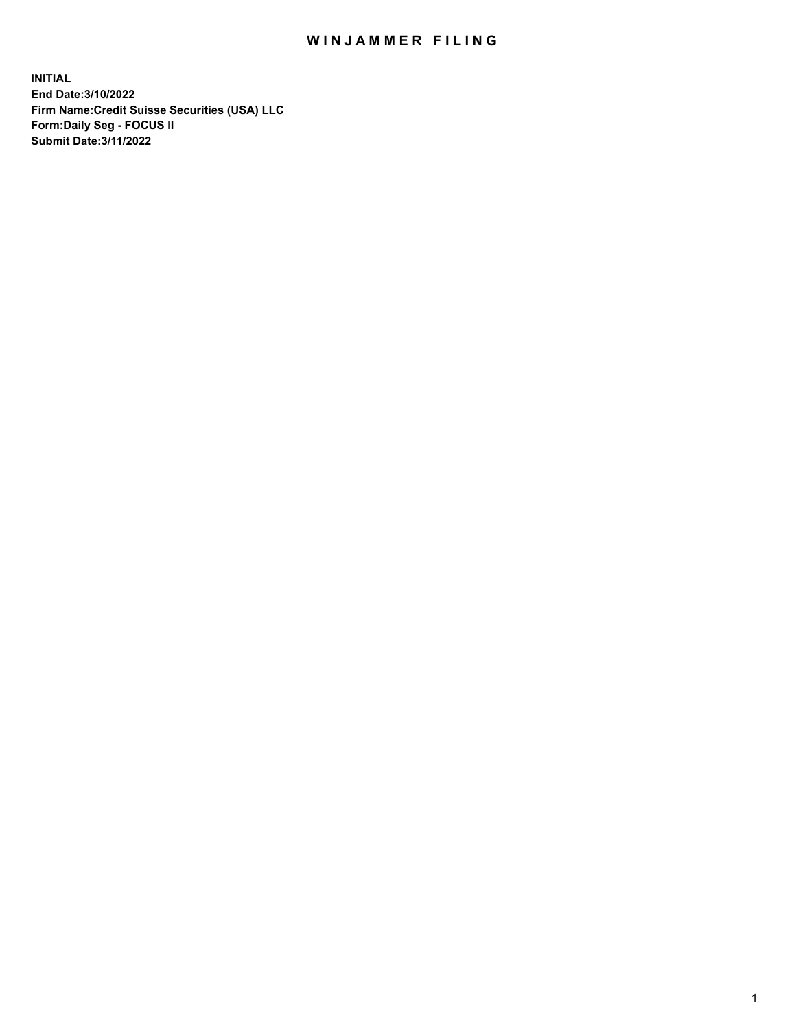# WINJAMMER FILING

**INITIAL**
**End Date:3/10/2022**
**Firm Name:Credit Suisse Securities (USA) LLC**
**Form:Daily Seg - FOCUS II**
**Submit Date:3/11/2022**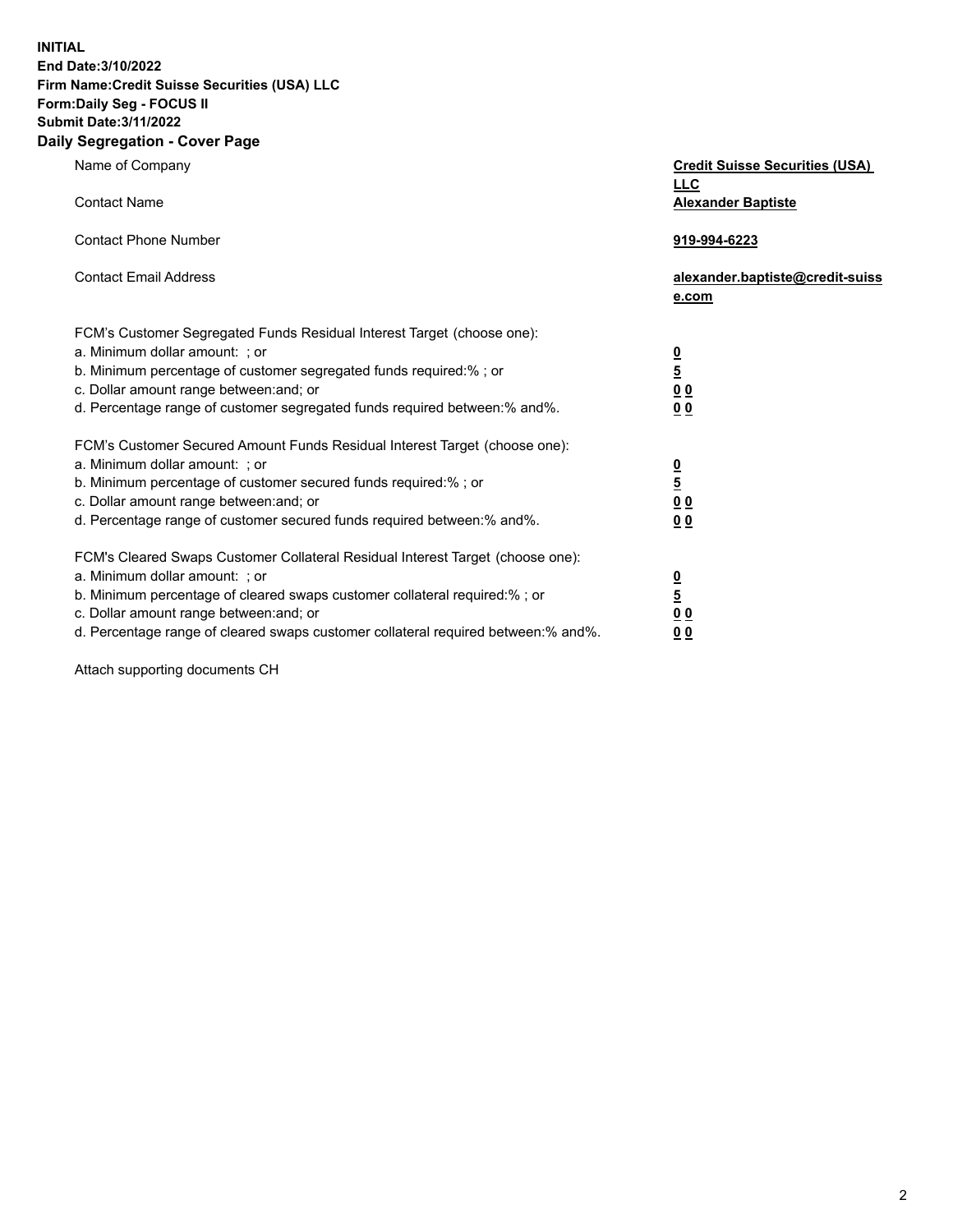**INITIAL**
**End Date:3/10/2022**
**Firm Name:Credit Suisse Securities (USA) LLC**
**Form:Daily Seg - FOCUS II**
**Submit Date:3/11/2022**

## Daily Segregation - Cover Page

| | |
|---|---|
| Name of Company | **Credit Suisse Securities (USA) LLC** |
| Contact Name | **Alexander Baptiste** |
| Contact Phone Number | **919-994-6223** |
| Contact Email Address | **alexander.baptiste@credit-suisse.com** |

FCM's Customer Segregated Funds Residual Interest Target (choose one):

| | |
|---|---|
| a. Minimum dollar amount: ; or | **0** |
| b. Minimum percentage of customer segregated funds required:% ; or | **5** |
| c. Dollar amount range between:and; or | **0 0** |
| d. Percentage range of customer segregated funds required between:% and%. | **0 0** |

FCM's Customer Secured Amount Funds Residual Interest Target (choose one):

| | |
|---|---|
| a. Minimum dollar amount: ; or | **0** |
| b. Minimum percentage of customer secured funds required:% ; or | **5** |
| c. Dollar amount range between:and; or | **0 0** |
| d. Percentage range of customer secured funds required between:% and%. | **0 0** |

FCM's Cleared Swaps Customer Collateral Residual Interest Target (choose one):

| | |
|---|---|
| a. Minimum dollar amount: ; or | **0** |
| b. Minimum percentage of cleared swaps customer collateral required:% ; or | **5** |
| c. Dollar amount range between:and; or | **0 0** |
| d. Percentage range of cleared swaps customer collateral required between:% and%. | **0 0** |

Attach supporting documents CH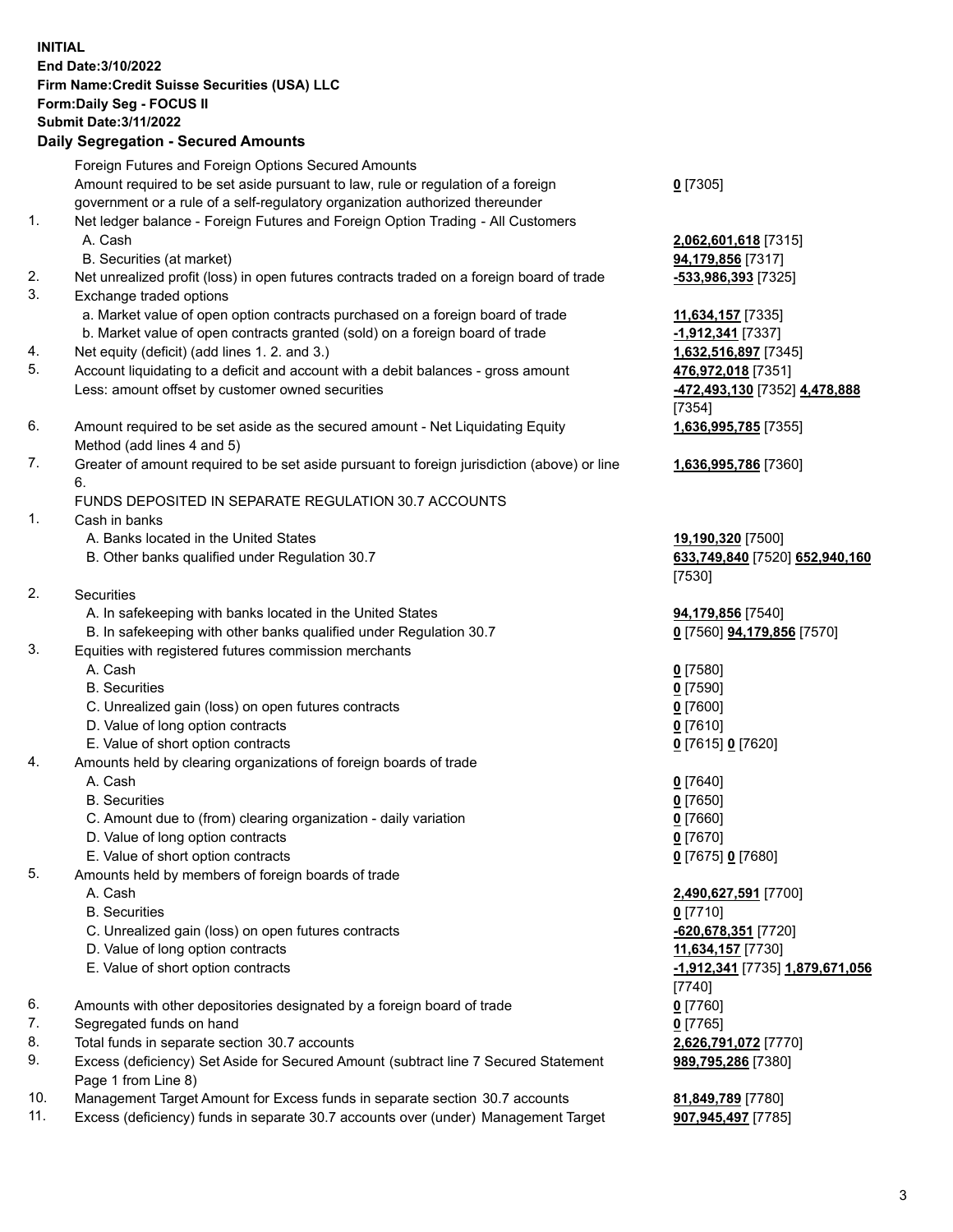**INITIAL**
**End Date:3/10/2022**
**Firm Name:Credit Suisse Securities (USA) LLC**
**Form:Daily Seg - FOCUS II**
**Submit Date:3/11/2022**

## Daily Segregation - Secured Amounts

| | | |
|---|---|---|
| | Foreign Futures and Foreign Options Secured Amounts | |
| | Amount required to be set aside pursuant to law, rule or regulation of a foreign government or a rule of a self-regulatory organization authorized thereunder | **0** [7305] |
| 1. | Net ledger balance - Foreign Futures and Foreign Option Trading - All Customers | |
| | A. Cash | **2,062,601,618** [7315] |
| | B. Securities (at market) | **94,179,856** [7317] |
| 2. | Net unrealized profit (loss) in open futures contracts traded on a foreign board of trade | **-533,986,393** [7325] |
| 3. | Exchange traded options | |
| | a. Market value of open option contracts purchased on a foreign board of trade | **11,634,157** [7335] |
| | b. Market value of open contracts granted (sold) on a foreign board of trade | **-1,912,341** [7337] |
| 4. | Net equity (deficit) (add lines 1. 2. and 3.) | **1,632,516,897** [7345] |
| 5. | Account liquidating to a deficit and account with a debit balances - gross amount | **476,972,018** [7351] |
| | Less: amount offset by customer owned securities | **-472,493,130** [7352] **4,478,888** [7354] |
| 6. | Amount required to be set aside as the secured amount - Net Liquidating Equity Method (add lines 4 and 5) | **1,636,995,785** [7355] |
| 7. | Greater of amount required to be set aside pursuant to foreign jurisdiction (above) or line 6. | **1,636,995,786** [7360] |
| | FUNDS DEPOSITED IN SEPARATE REGULATION 30.7 ACCOUNTS | |
| 1. | Cash in banks | |
| | A. Banks located in the United States | **19,190,320** [7500] |
| | B. Other banks qualified under Regulation 30.7 | **633,749,840** [7520] **652,940,160** [7530] |
| 2. | Securities | |
| | A. In safekeeping with banks located in the United States | **94,179,856** [7540] |
| | B. In safekeeping with other banks qualified under Regulation 30.7 | **0** [7560] **94,179,856** [7570] |
| 3. | Equities with registered futures commission merchants | |
| | A. Cash | **0** [7580] |
| | B. Securities | **0** [7590] |
| | C. Unrealized gain (loss) on open futures contracts | **0** [7600] |
| | D. Value of long option contracts | **0** [7610] |
| | E. Value of short option contracts | **0** [7615] **0** [7620] |
| 4. | Amounts held by clearing organizations of foreign boards of trade | |
| | A. Cash | **0** [7640] |
| | B. Securities | **0** [7650] |
| | C. Amount due to (from) clearing organization - daily variation | **0** [7660] |
| | D. Value of long option contracts | **0** [7670] |
| | E. Value of short option contracts | **0** [7675] **0** [7680] |
| 5. | Amounts held by members of foreign boards of trade | |
| | A. Cash | **2,490,627,591** [7700] |
| | B. Securities | **0** [7710] |
| | C. Unrealized gain (loss) on open futures contracts | **-620,678,351** [7720] |
| | D. Value of long option contracts | **11,634,157** [7730] |
| | E. Value of short option contracts | **-1,912,341** [7735] **1,879,671,056** [7740] |
| 6. | Amounts with other depositories designated by a foreign board of trade | **0** [7760] |
| 7. | Segregated funds on hand | **0** [7765] |
| 8. | Total funds in separate section 30.7 accounts | **2,626,791,072** [7770] |
| 9. | Excess (deficiency) Set Aside for Secured Amount (subtract line 7 Secured Statement Page 1 from Line 8) | **989,795,286** [7380] |
| 10. | Management Target Amount for Excess funds in separate section 30.7 accounts | **81,849,789** [7780] |
| 11. | Excess (deficiency) funds in separate 30.7 accounts over (under) Management Target | **907,945,497** [7785] |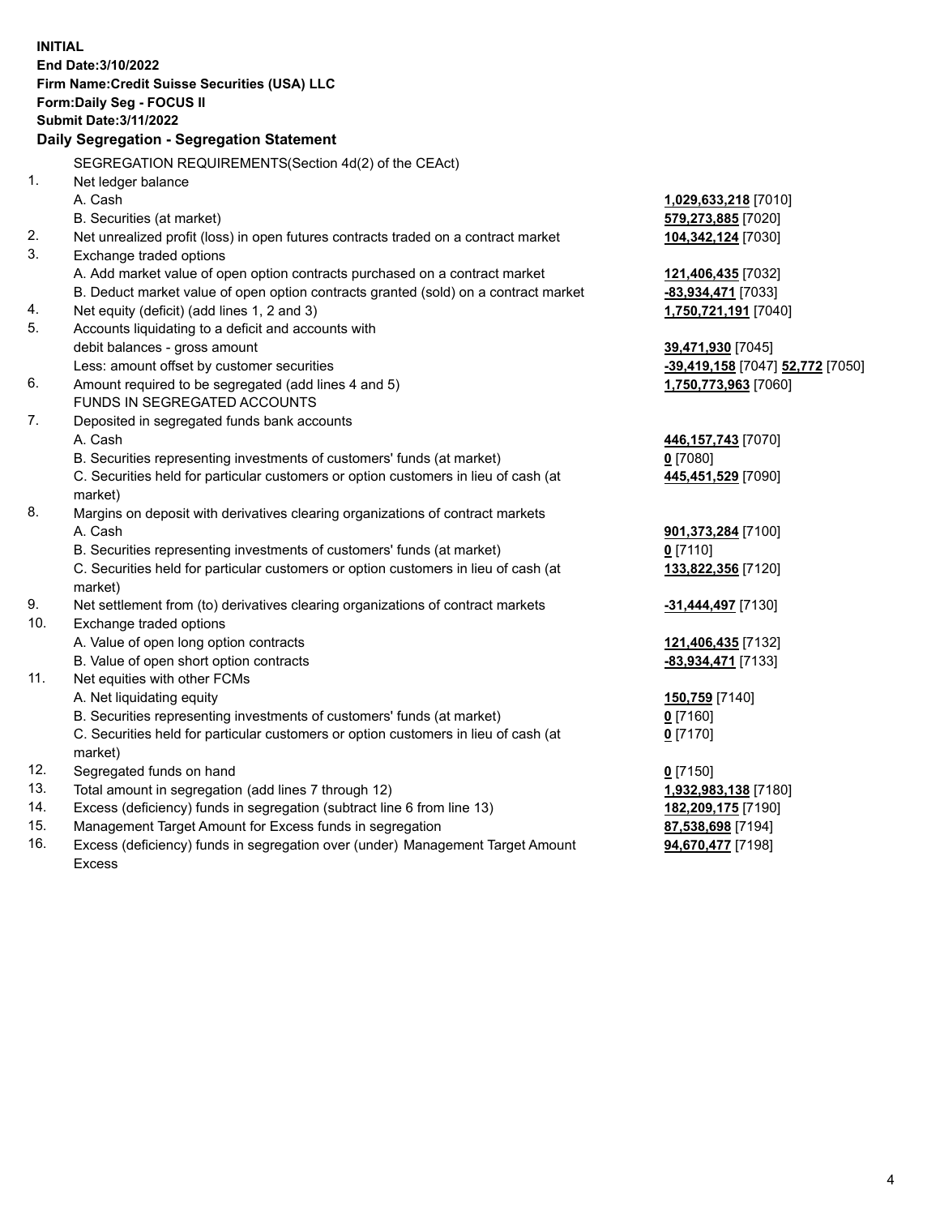**INITIAL**
**End Date:3/10/2022**
**Firm Name:Credit Suisse Securities (USA) LLC**
**Form:Daily Seg - FOCUS II**
**Submit Date:3/11/2022**

## Daily Segregation - Segregation Statement

SEGREGATION REQUIREMENTS(Section 4d(2) of the CEAct)

| | | |
|---|---|---|
| 1. | Net ledger balance | |
| | A. Cash | **1,029,633,218** [7010] |
| | B. Securities (at market) | **579,273,885** [7020] |
| 2. | Net unrealized profit (loss) in open futures contracts traded on a contract market | **104,342,124** [7030] |
| 3. | Exchange traded options | |
| | A. Add market value of open option contracts purchased on a contract market | **121,406,435** [7032] |
| | B. Deduct market value of open option contracts granted (sold) on a contract market | **-83,934,471** [7033] |
| 4. | Net equity (deficit) (add lines 1, 2 and 3) | **1,750,721,191** [7040] |
| 5. | Accounts liquidating to a deficit and accounts with debit balances - gross amount | **39,471,930** [7045] |
| | Less: amount offset by customer securities | **-39,419,158** [7047] **52,772** [7050] |
| 6. | Amount required to be segregated (add lines 4 and 5) | **1,750,773,963** [7060] |
| | FUNDS IN SEGREGATED ACCOUNTS | |
| 7. | Deposited in segregated funds bank accounts | |
| | A. Cash | **446,157,743** [7070] |
| | B. Securities representing investments of customers' funds (at market) | **0** [7080] |
| | C. Securities held for particular customers or option customers in lieu of cash (at market) | **445,451,529** [7090] |
| 8. | Margins on deposit with derivatives clearing organizations of contract markets | |
| | A. Cash | **901,373,284** [7100] |
| | B. Securities representing investments of customers' funds (at market) | **0** [7110] |
| | C. Securities held for particular customers or option customers in lieu of cash (at market) | **133,822,356** [7120] |
| 9. | Net settlement from (to) derivatives clearing organizations of contract markets | **-31,444,497** [7130] |
| 10. | Exchange traded options | |
| | A. Value of open long option contracts | **121,406,435** [7132] |
| | B. Value of open short option contracts | **-83,934,471** [7133] |
| 11. | Net equities with other FCMs | |
| | A. Net liquidating equity | **150,759** [7140] |
| | B. Securities representing investments of customers' funds (at market) | **0** [7160] |
| | C. Securities held for particular customers or option customers in lieu of cash (at market) | **0** [7170] |
| 12. | Segregated funds on hand | **0** [7150] |
| 13. | Total amount in segregation (add lines 7 through 12) | **1,932,983,138** [7180] |
| 14. | Excess (deficiency) funds in segregation (subtract line 6 from line 13) | **182,209,175** [7190] |
| 15. | Management Target Amount for Excess funds in segregation | **87,538,698** [7194] |
| 16. | Excess (deficiency) funds in segregation over (under) Management Target Amount Excess | **94,670,477** [7198] |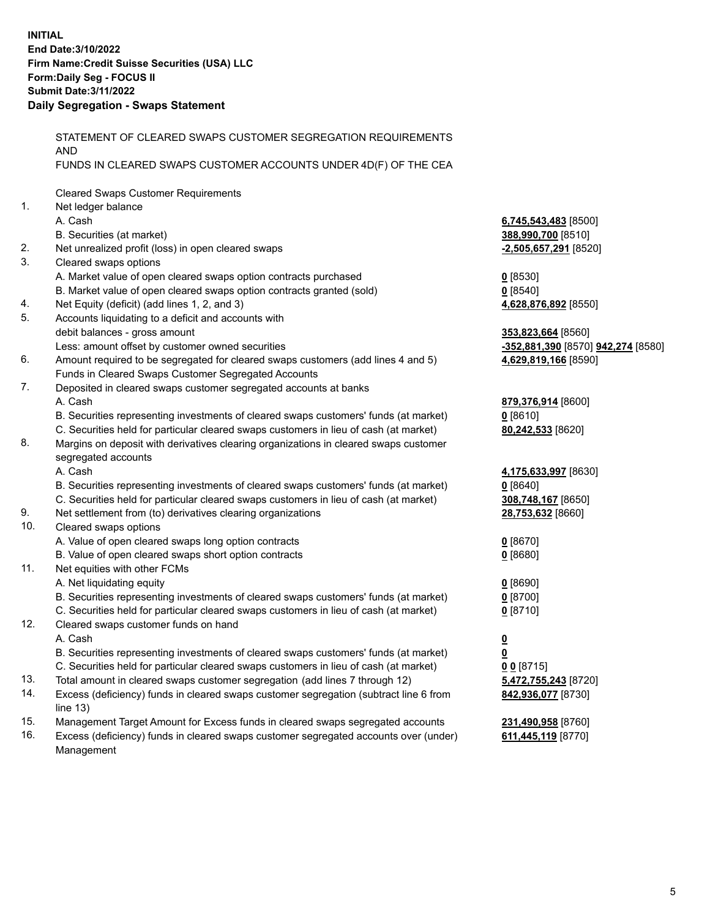**INITIAL**
**End Date:3/10/2022**
**Firm Name:Credit Suisse Securities (USA) LLC**
**Form:Daily Seg - FOCUS II**
**Submit Date:3/11/2022**
**Daily Segregation - Swaps Statement**

STATEMENT OF CLEARED SWAPS CUSTOMER SEGREGATION REQUIREMENTS AND FUNDS IN CLEARED SWAPS CUSTOMER ACCOUNTS UNDER 4D(F) OF THE CEA

| | | |
|---|---|---|
| | Cleared Swaps Customer Requirements | |
| 1. | Net ledger balance | |
| | A. Cash | **6,745,543,483** [8500] |
| | B. Securities (at market) | **388,990,700** [8510] |
| 2. | Net unrealized profit (loss) in open cleared swaps | **-2,505,657,291** [8520] |
| 3. | Cleared swaps options | |
| | A. Market value of open cleared swaps option contracts purchased | **0** [8530] |
| | B. Market value of open cleared swaps option contracts granted (sold) | **0** [8540] |
| 4. | Net Equity (deficit) (add lines 1, 2, and 3) | **4,628,876,892** [8550] |
| 5. | Accounts liquidating to a deficit and accounts with debit balances - gross amount | **353,823,664** [8560] |
| | Less: amount offset by customer owned securities | **-352,881,390** [8570] **942,274** [8580] |
| 6. | Amount required to be segregated for cleared swaps customers (add lines 4 and 5) | **4,629,819,166** [8590] |
| | Funds in Cleared Swaps Customer Segregated Accounts | |
| 7. | Deposited in cleared swaps customer segregated accounts at banks | |
| | A. Cash | **879,376,914** [8600] |
| | B. Securities representing investments of cleared swaps customers' funds (at market) | **0** [8610] |
| | C. Securities held for particular cleared swaps customers in lieu of cash (at market) | **80,242,533** [8620] |
| 8. | Margins on deposit with derivatives clearing organizations in cleared swaps customer segregated accounts | |
| | A. Cash | **4,175,633,997** [8630] |
| | B. Securities representing investments of cleared swaps customers' funds (at market) | **0** [8640] |
| | C. Securities held for particular cleared swaps customers in lieu of cash (at market) | **308,748,167** [8650] |
| 9. | Net settlement from (to) derivatives clearing organizations | **28,753,632** [8660] |
| 10. | Cleared swaps options | |
| | A. Value of open cleared swaps long option contracts | **0** [8670] |
| | B. Value of open cleared swaps short option contracts | **0** [8680] |
| 11. | Net equities with other FCMs | |
| | A. Net liquidating equity | **0** [8690] |
| | B. Securities representing investments of cleared swaps customers' funds (at market) | **0** [8700] |
| | C. Securities held for particular cleared swaps customers in lieu of cash (at market) | **0** [8710] |
| 12. | Cleared swaps customer funds on hand | |
| | A. Cash | **0** |
| | B. Securities representing investments of cleared swaps customers' funds (at market) | **0** |
| | C. Securities held for particular cleared swaps customers in lieu of cash (at market) | **0** **0** [8715] |
| 13. | Total amount in cleared swaps customer segregation (add lines 7 through 12) | **5,472,755,243** [8720] |
| 14. | Excess (deficiency) funds in cleared swaps customer segregation (subtract line 6 from line 13) | **842,936,077** [8730] |
| 15. | Management Target Amount for Excess funds in cleared swaps segregated accounts | **231,490,958** [8760] |
| 16. | Excess (deficiency) funds in cleared swaps customer segregated accounts over (under) Management | **611,445,119** [8770] |